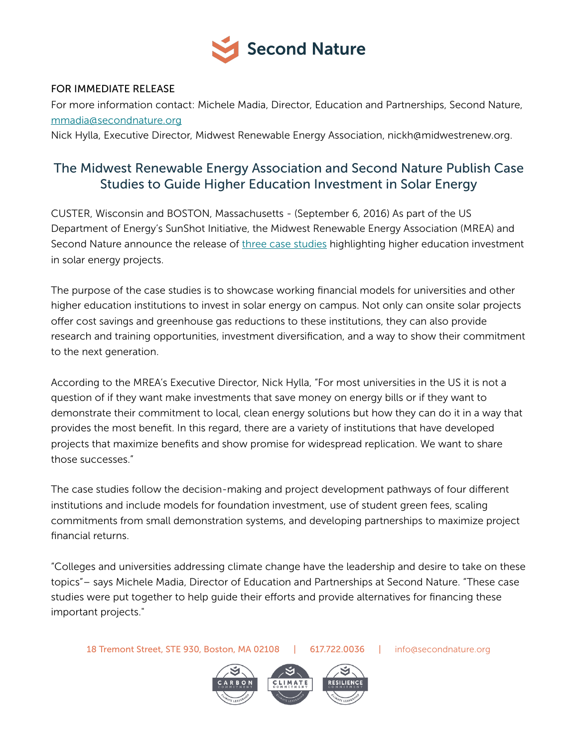Second Nature

FOR IMMEDIATE RELEASE

For more information contact: Michele Madia, Director, Education and Partnerships, Second Nature, mmadia@secondnature.org

Nick Hylla, Executive Director, Midwest Renewable Energy Association, nickh@midwestrenew.org.

## The Midwest Renewable Energy Association and Second Nature Publish Case Studies to Guide Higher Education Investment in Solar Energy

CUSTER, Wisconsin and BOSTON, Massachusetts - (September 6, 2016) As part of the US Department of Energy's SunShot Initiative, the Midwest Renewable Energy Association (MREA) and Second Nature announce the release of three case studies highlighting higher education investment in solar energy projects.

The purpose of the case studies is to showcase working financial models for universities and other higher education institutions to invest in solar energy on campus. Not only can onsite solar projects offer cost savings and greenhouse gas reductions to these institutions, they can also provide research and training opportunities, investment diversification, and a way to show their commitment to the next generation.

According to the MREA's Executive Director, Nick Hylla, "For most universities in the US it is not a question of if they want make investments that save money on energy bills or if they want to demonstrate their commitment to local, clean energy solutions but how they can do it in a way that provides the most benefit. In this regard, there are a variety of institutions that have developed projects that maximize benefits and show promise for widespread replication. We want to share those successes."

The case studies follow the decision-making and project development pathways of four different institutions and include models for foundation investment, use of student green fees, scaling commitments from small demonstration systems, and developing partnerships to maximize project financial returns.

"Colleges and universities addressing climate change have the leadership and desire to take on these topics"– says Michele Madia, Director of Education and Partnerships at Second Nature. "These case studies were put together to help guide their efforts and provide alternatives for financing these important projects."

18 Tremont Street, STE 930, Boston, MA 02108 | 617.722.0036 | info@secondnature.org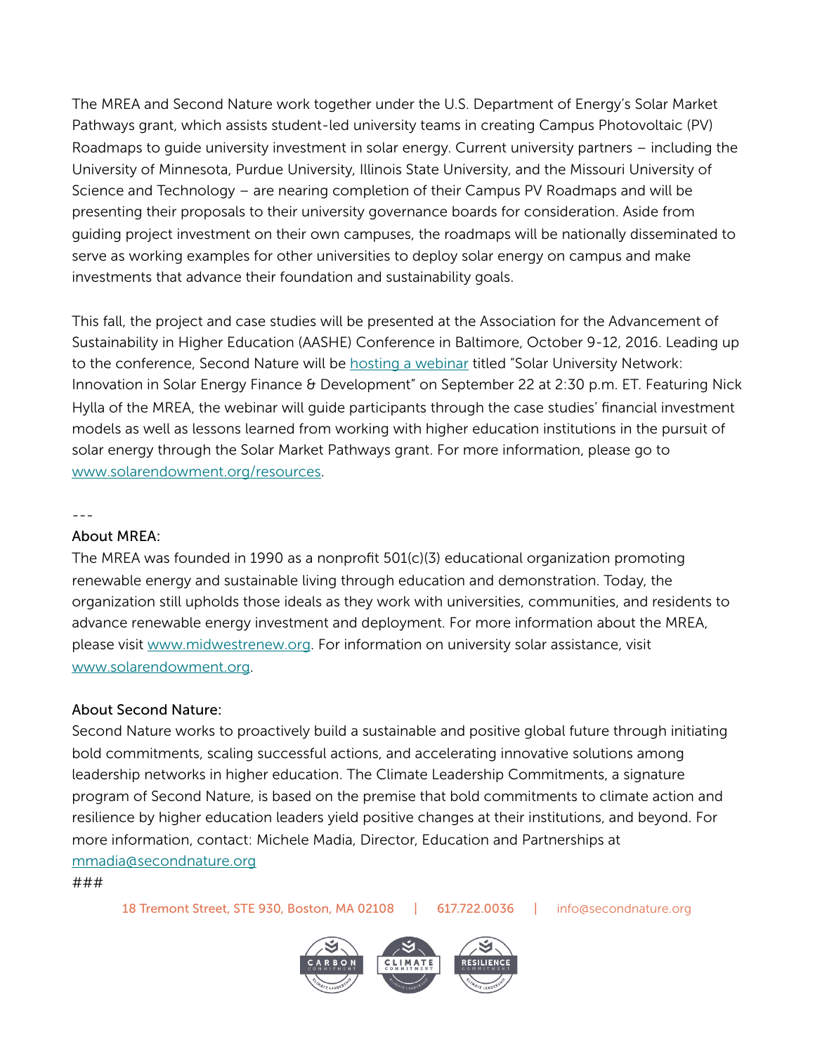The MREA and Second Nature work together under the U.S. Department of Energy's Solar Market Pathways grant, which assists student-led university teams in creating Campus Photovoltaic (PV) Roadmaps to guide university investment in solar energy. Current university partners – including the University of Minnesota, Purdue University, Illinois State University, and the Missouri University of Science and Technology – are nearing completion of their Campus PV Roadmaps and will be presenting their proposals to their university governance boards for consideration. Aside from guiding project investment on their own campuses, the roadmaps will be nationally disseminated to serve as working examples for other universities to deploy solar energy on campus and make investments that advance their foundation and sustainability goals.

This fall, the project and case studies will be presented at the Association for the Advancement of Sustainability in Higher Education (AASHE) Conference in Baltimore, October 9-12, 2016. Leading up to the conference, Second Nature will be hosting a webinar titled "Solar University Network: Innovation in Solar Energy Finance & Development" on September 22 at 2:30 p.m. ET. Featuring Nick Hylla of the MREA, the webinar will guide participants through the case studies' financial investment models as well as lessons learned from working with higher education institutions in the pursuit of solar energy through the Solar Market Pathways grant. For more information, please go to www.solarendowment.org/resources.

---

About MREA:

The MREA was founded in 1990 as a nonprofit 501(c)(3) educational organization promoting renewable energy and sustainable living through education and demonstration. Today, the organization still upholds those ideals as they work with universities, communities, and residents to advance renewable energy investment and deployment. For more information about the MREA, please visit www.midwestrenew.org. For information on university solar assistance, visit www.solarendowment.org.

About Second Nature:

Second Nature works to proactively build a sustainable and positive global future through initiating bold commitments, scaling successful actions, and accelerating innovative solutions among leadership networks in higher education. The Climate Leadership Commitments, a signature program of Second Nature, is based on the premise that bold commitments to climate action and resilience by higher education leaders yield positive changes at their institutions, and beyond. For more information, contact: Michele Madia, Director, Education and Partnerships at mmadia@secondnature.org

###

18 Tremont Street, STE 930, Boston, MA 02108 | 617.722.0036 | info@secondnature.org